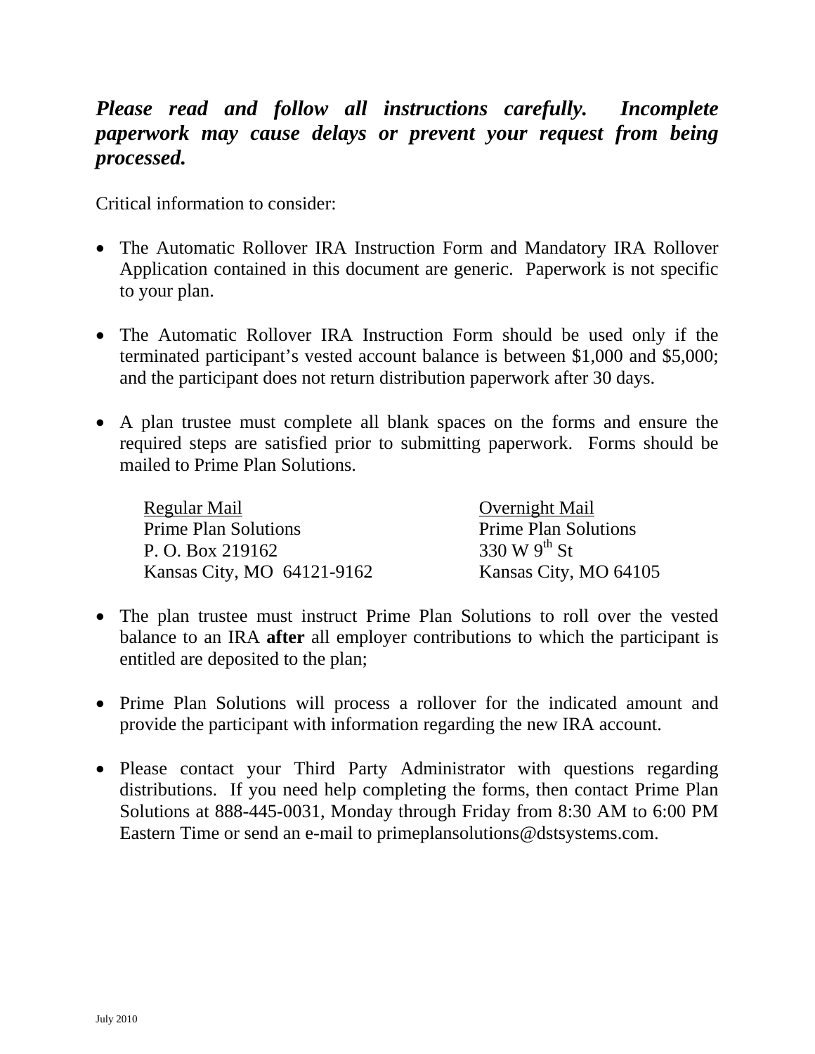***Please read and follow all instructions carefully. Incomplete paperwork may cause delays or prevent your request from being processed.***

Critical information to consider:

- The Automatic Rollover IRA Instruction Form and Mandatory IRA Rollover Application contained in this document are generic. Paperwork is not specific to your plan.

- The Automatic Rollover IRA Instruction Form should be used only if the terminated participant's vested account balance is between $1,000 and $5,000; and the participant does not return distribution paperwork after 30 days.

- A plan trustee must complete all blank spaces on the forms and ensure the required steps are satisfied prior to submitting paperwork. Forms should be mailed to Prime Plan Solutions.

  | Regular Mail | Overnight Mail |
  |---|---|
  | Prime Plan Solutions | Prime Plan Solutions |
  | P. O. Box 219162 | 330 W 9th St |
  | Kansas City, MO 64121-9162 | Kansas City, MO 64105 |

- The plan trustee must instruct Prime Plan Solutions to roll over the vested balance to an IRA **after** all employer contributions to which the participant is entitled are deposited to the plan;

- Prime Plan Solutions will process a rollover for the indicated amount and provide the participant with information regarding the new IRA account.

- Please contact your Third Party Administrator with questions regarding distributions. If you need help completing the forms, then contact Prime Plan Solutions at 888-445-0031, Monday through Friday from 8:30 AM to 6:00 PM Eastern Time or send an e-mail to primeplansolutions@dstsystems.com.

July 2010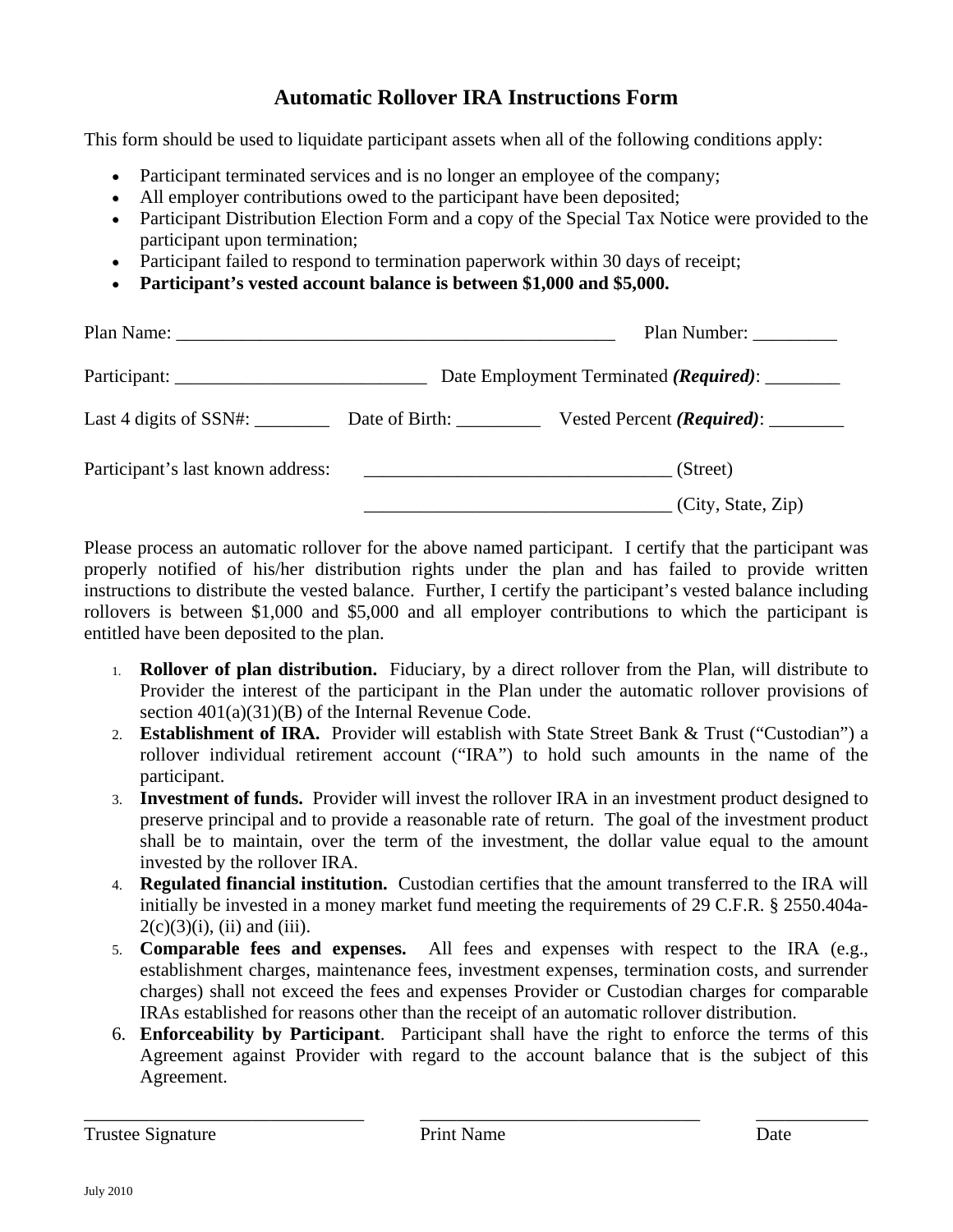# Automatic Rollover IRA Instructions Form

This form should be used to liquidate participant assets when all of the following conditions apply:

- Participant terminated services and is no longer an employee of the company;
- All employer contributions owed to the participant have been deposited;
- Participant Distribution Election Form and a copy of the Special Tax Notice were provided to the participant upon termination;
- Participant failed to respond to termination paperwork within 30 days of receipt;
- **Participant's vested account balance is between $1,000 and $5,000.**

Plan Name: ________________________________________________ Plan Number: _________

Participant: ___________________________ Date Employment Terminated ***(Required)***: ________

Last 4 digits of SSN#: ________ Date of Birth: _________ Vested Percent ***(Required)***: ________

Participant's last known address: _________________________________ (Street)

_________________________________ (City, State, Zip)

Please process an automatic rollover for the above named participant. I certify that the participant was properly notified of his/her distribution rights under the plan and has failed to provide written instructions to distribute the vested balance. Further, I certify the participant's vested balance including rollovers is between $1,000 and $5,000 and all employer contributions to which the participant is entitled have been deposited to the plan.

1. **Rollover of plan distribution.** Fiduciary, by a direct rollover from the Plan, will distribute to Provider the interest of the participant in the Plan under the automatic rollover provisions of section 401(a)(31)(B) of the Internal Revenue Code.
2. **Establishment of IRA.** Provider will establish with State Street Bank & Trust ("Custodian") a rollover individual retirement account ("IRA") to hold such amounts in the name of the participant.
3. **Investment of funds.** Provider will invest the rollover IRA in an investment product designed to preserve principal and to provide a reasonable rate of return. The goal of the investment product shall be to maintain, over the term of the investment, the dollar value equal to the amount invested by the rollover IRA.
4. **Regulated financial institution.** Custodian certifies that the amount transferred to the IRA will initially be invested in a money market fund meeting the requirements of 29 C.F.R. § 2550.404a-2(c)(3)(i), (ii) and (iii).
5. **Comparable fees and expenses.** All fees and expenses with respect to the IRA (e.g., establishment charges, maintenance fees, investment expenses, termination costs, and surrender charges) shall not exceed the fees and expenses Provider or Custodian charges for comparable IRAs established for reasons other than the receipt of an automatic rollover distribution.
6. **Enforceability by Participant**. Participant shall have the right to enforce the terms of this Agreement against Provider with regard to the account balance that is the subject of this Agreement.

______________________________ ______________________________ ____________

Trustee Signature Print Name Date

July 2010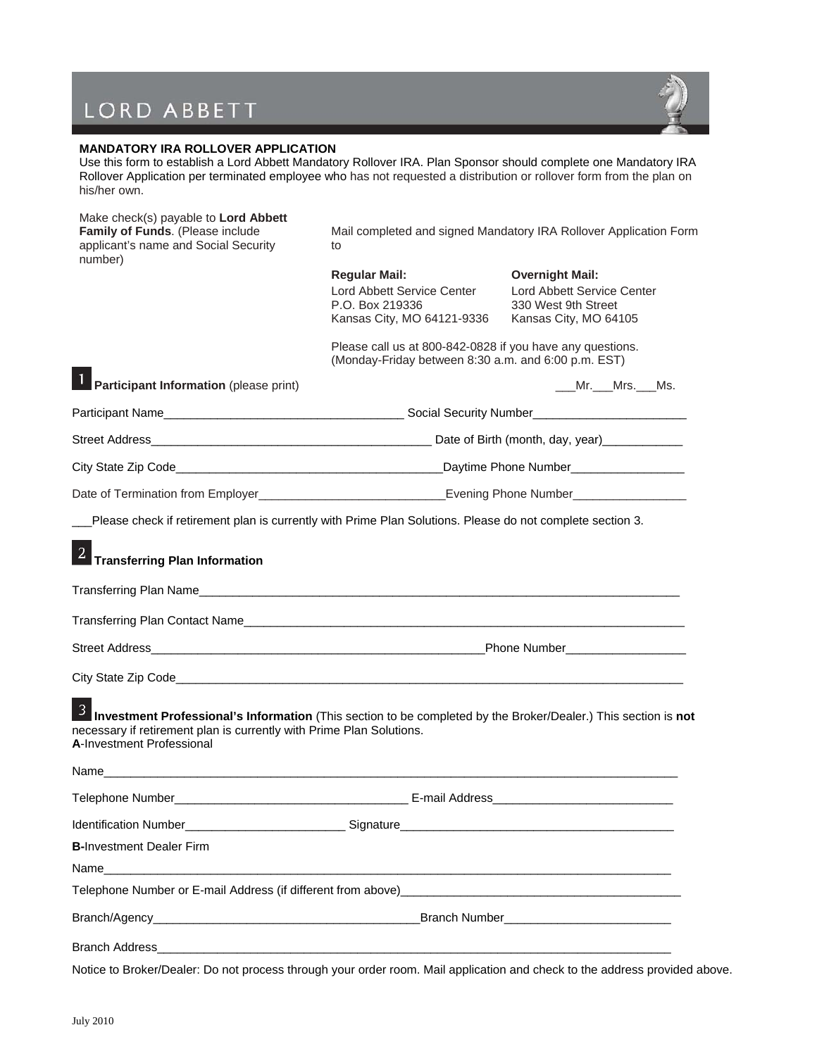# LORD ABBETT

**MANDATORY IRA ROLLOVER APPLICATION**

Use this form to establish a Lord Abbett Mandatory Rollover IRA. Plan Sponsor should complete one Mandatory IRA Rollover Application per terminated employee who has not requested a distribution or rollover form from the plan on his/her own.

Make check(s) payable to **Lord Abbett Family of Funds**. (Please include applicant's name and Social Security number)

Mail completed and signed Mandatory IRA Rollover Application Form to

**Regular Mail:**
Lord Abbett Service Center
P.O. Box 219336
Kansas City, MO 64121-9336

**Overnight Mail:**
Lord Abbett Service Center
330 West 9th Street
Kansas City, MO 64105

Please call us at 800-842-0828 if you have any questions. (Monday-Friday between 8:30 a.m. and 6:00 p.m. EST)

## 1 Participant Information (please print)

___Mr.___Mrs.___Ms.

Participant Name____________________________________ Social Security Number_______________________

Street Address__________________________________________ Date of Birth (month, day, year)____________

City State Zip Code________________________________________Daytime Phone Number_________________

Date of Termination from Employer____________________________Evening Phone Number_________________

___Please check if retirement plan is currently with Prime Plan Solutions. Please do not complete section 3.

## 2 Transferring Plan Information

Transferring Plan Name____________________________________________________________________________

Transferring Plan Contact Name______________________________________________________________________

Street Address____________________________________________________Phone Number__________________

City State Zip Code__________________________________________________________________________________

## 3 Investment Professional's Information

(This section to be completed by the Broker/Dealer.) This section is **not** necessary if retirement plan is currently with Prime Plan Solutions.

**A**-Investment Professional

Name_______________________________________________________________________________________

Telephone Number____________________________________ E-mail Address___________________________

Identification Number________________________ Signature__________________________________________

**B**-Investment Dealer Firm

Name_______________________________________________________________________________________

Telephone Number or E-mail Address (if different from above)__________________________________________

Branch/Agency________________________________________Branch Number_________________________

Branch Address_______________________________________________________________________________

Notice to Broker/Dealer: Do not process through your order room. Mail application and check to the address provided above.

July 2010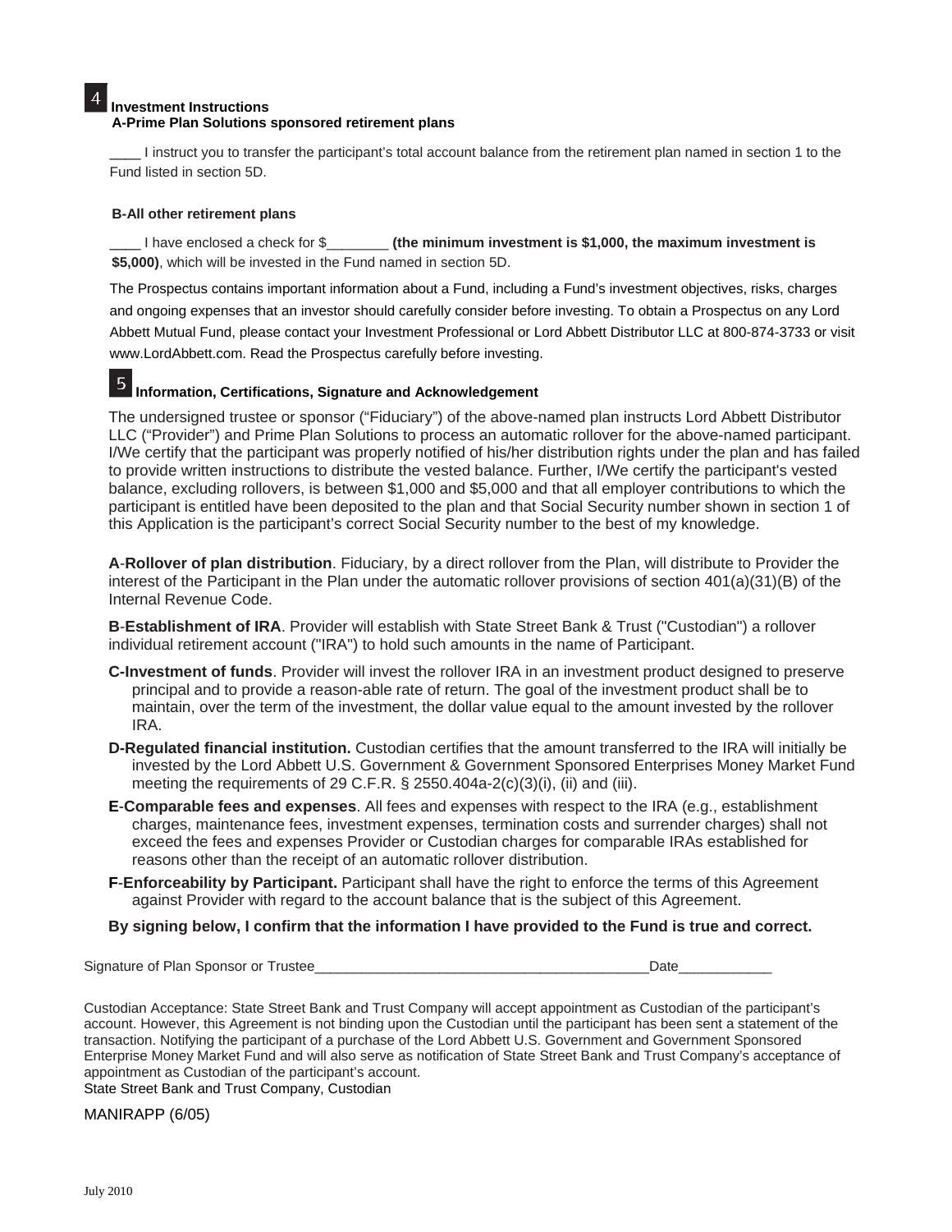## 4 Investment Instructions

**A-Prime Plan Solutions sponsored retirement plans**

____ I instruct you to transfer the participant's total account balance from the retirement plan named in section 1 to the Fund listed in section 5D.

**B-All other retirement plans**

____ I have enclosed a check for $________ **(the minimum investment is $1,000, the maximum investment is $5,000)**, which will be invested in the Fund named in section 5D.

The Prospectus contains important information about a Fund, including a Fund's investment objectives, risks, charges and ongoing expenses that an investor should carefully consider before investing. To obtain a Prospectus on any Lord Abbett Mutual Fund, please contact your Investment Professional or Lord Abbett Distributor LLC at 800-874-3733 or visit www.LordAbbett.com. Read the Prospectus carefully before investing.

## 5 Information, Certifications, Signature and Acknowledgement

The undersigned trustee or sponsor ("Fiduciary") of the above-named plan instructs Lord Abbett Distributor LLC ("Provider") and Prime Plan Solutions to process an automatic rollover for the above-named participant. I/We certify that the participant was properly notified of his/her distribution rights under the plan and has failed to provide written instructions to distribute the vested balance. Further, I/We certify the participant's vested balance, excluding rollovers, is between $1,000 and $5,000 and that all employer contributions to which the participant is entitled have been deposited to the plan and that Social Security number shown in section 1 of this Application is the participant's correct Social Security number to the best of my knowledge.

**A**-**Rollover of plan distribution**. Fiduciary, by a direct rollover from the Plan, will distribute to Provider the interest of the Participant in the Plan under the automatic rollover provisions of section 401(a)(31)(B) of the Internal Revenue Code.

**B**-**Establishment of IRA**. Provider will establish with State Street Bank & Trust ("Custodian") a rollover individual retirement account ("IRA") to hold such amounts in the name of Participant.

**C-Investment of funds**. Provider will invest the rollover IRA in an investment product designed to preserve principal and to provide a reason-able rate of return. The goal of the investment product shall be to maintain, over the term of the investment, the dollar value equal to the amount invested by the rollover IRA.

**D-Regulated financial institution.** Custodian certifies that the amount transferred to the IRA will initially be invested by the Lord Abbett U.S. Government & Government Sponsored Enterprises Money Market Fund meeting the requirements of 29 C.F.R. § 2550.404a-2(c)(3)(i), (ii) and (iii).

**E**-**Comparable fees and expenses**. All fees and expenses with respect to the IRA (e.g., establishment charges, maintenance fees, investment expenses, termination costs and surrender charges) shall not exceed the fees and expenses Provider or Custodian charges for comparable IRAs established for reasons other than the receipt of an automatic rollover distribution.

**F**-**Enforceability by Participant.** Participant shall have the right to enforce the terms of this Agreement against Provider with regard to the account balance that is the subject of this Agreement.

**By signing below, I confirm that the information I have provided to the Fund is true and correct.**

Signature of Plan Sponsor or Trustee___________________________________________Date____________

Custodian Acceptance: State Street Bank and Trust Company will accept appointment as Custodian of the participant's account. However, this Agreement is not binding upon the Custodian until the participant has been sent a statement of the transaction. Notifying the participant of a purchase of the Lord Abbett U.S. Government and Government Sponsored Enterprise Money Market Fund and will also serve as notification of State Street Bank and Trust Company's acceptance of appointment as Custodian of the participant's account.
State Street Bank and Trust Company, Custodian

MANIRAPP (6/05)

July 2010